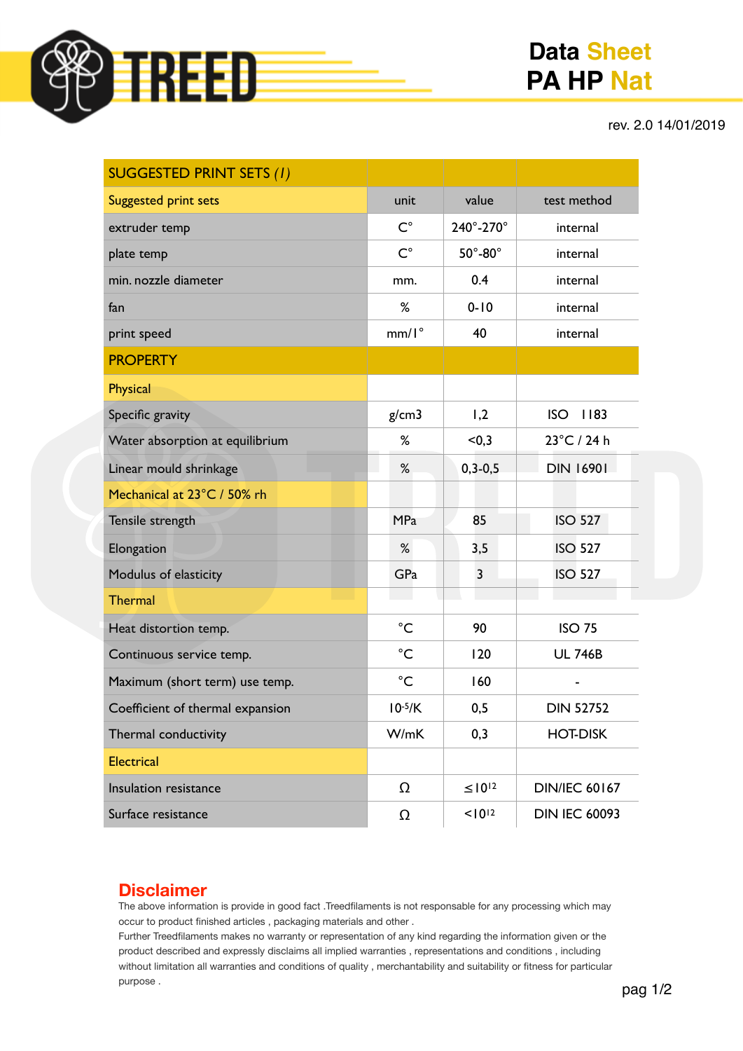# Data Sheet PA HP Nat

rev. 2.0 14/01/2019

| SUGGESTED PRINT SETS *(1)* | | | |
|---|---|---|---|
| Suggested print sets | unit | value | test method |
| extruder temp | C° | 240°-270° | internal |
| plate temp | C° | 50°-80° | internal |
| min. nozzle diameter | mm. | 0.4 | internal |
| fan | % | 0-10 | internal |
| print speed | mm/1° | 40 | internal |
| **PROPERTY** | | | |
| Physical | | | |
| Specific gravity | g/cm3 | 1,2 | ISO 1183 |
| Water absorption at equilibrium | % | <0,3 | 23°C / 24 h |
| Linear mould shrinkage | % | 0,3-0,5 | DIN 16901 |
| Mechanical at 23°C / 50% rh | | | |
| Tensile strength | MPa | 85 | ISO 527 |
| Elongation | % | 3,5 | ISO 527 |
| Modulus of elasticity | GPa | 3 | ISO 527 |
| Thermal | | | |
| Heat distortion temp. | °C | 90 | ISO 75 |
| Continuous service temp. | °C | 120 | UL 746B |
| Maximum (short term) use temp. | °C | 160 | - |
| Coefficient of thermal expansion | $10^{-5}$/K | 0,5 | DIN 52752 |
| Thermal conductivity | W/mK | 0,3 | HOT-DISK |
| Electrical | | | |
| Insulation resistance | Ω | $\leq 10^{12}$ | DIN/IEC 60167 |
| Surface resistance | Ω | $<10^{12}$ | DIN IEC 60093 |

## Disclaimer

The above information is provide in good fact .Treedfilaments is not responsable for any processing which may occur to product finished articles , packaging materials and other .
Further Treedfilaments makes no warranty or representation of any kind regarding the information given or the product described and expressly disclaims all implied warranties , representations and conditions , including without limitation all warranties and conditions of quality , merchantability and suitability or fitness for particular purpose .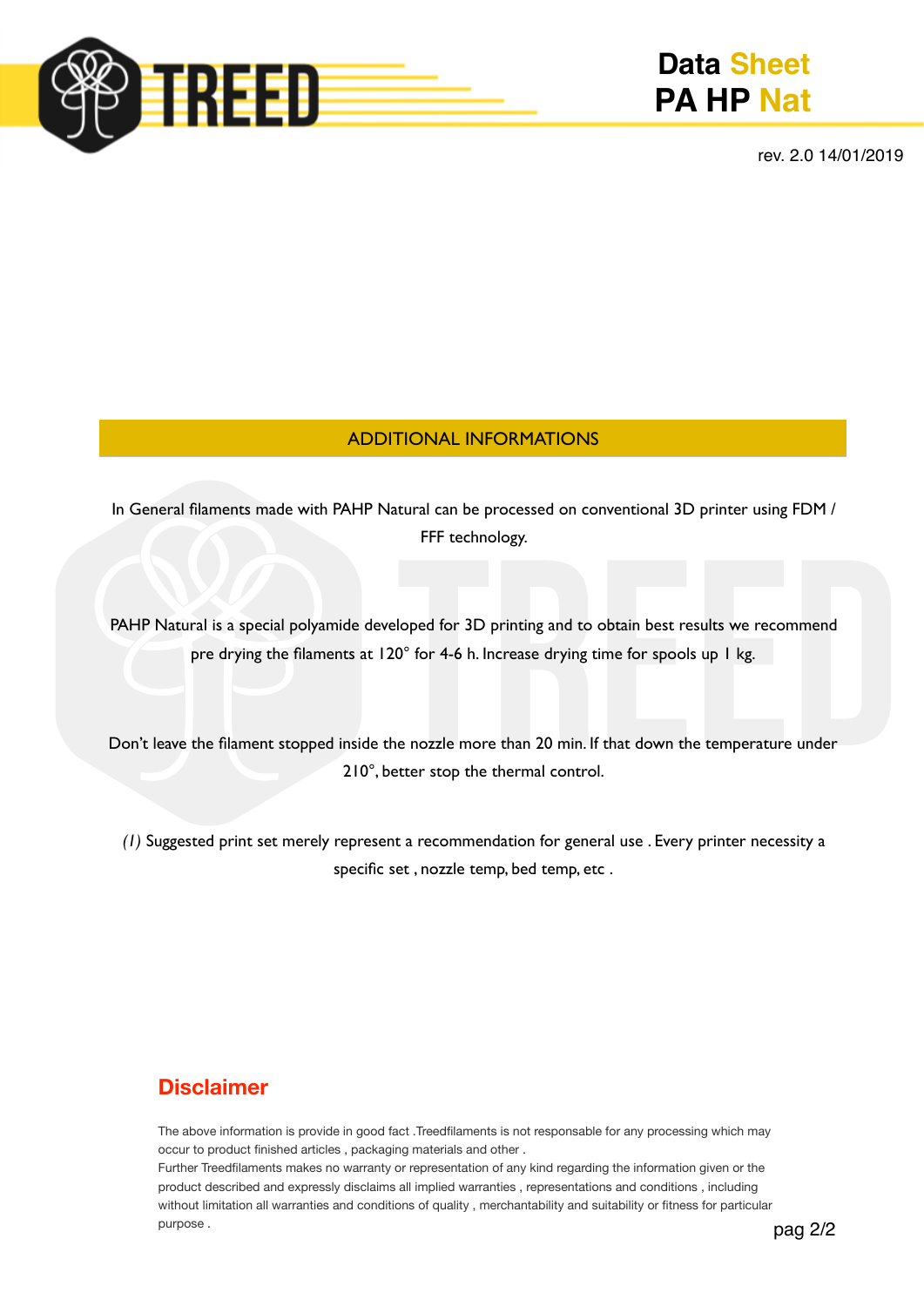## ADDITIONAL INFORMATIONS

In General filaments made with PAHP Natural can be processed on conventional 3D printer using FDM / FFF technology.

PAHP Natural is a special polyamide developed for 3D printing and to obtain best results we recommend pre drying the filaments at 120° for 4-6 h. Increase drying time for spools up 1 kg.

Don't leave the filament stopped inside the nozzle more than 20 min. If that down the temperature under 210°, better stop the thermal control.

*(1)* Suggested print set merely represent a recommendation for general use . Every printer necessity a specific set , nozzle temp, bed temp, etc .

## Disclaimer

The above information is provide in good fact .Treedfilaments is not responsable for any processing which may occur to product finished articles , packaging materials and other .
Further Treedfilaments makes no warranty or representation of any kind regarding the information given or the product described and expressly disclaims all implied warranties , representations and conditions , including without limitation all warranties and conditions of quality , merchantability and suitability or fitness for particular purpose .